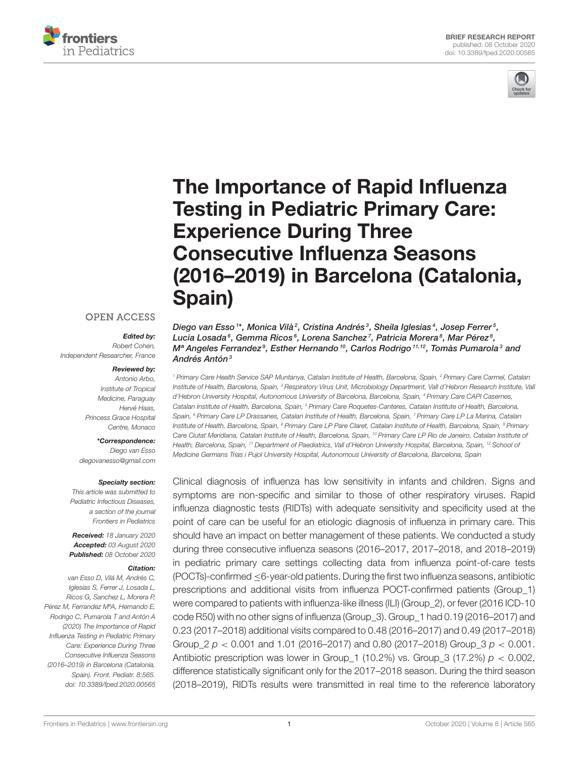BRIEF RESEARCH REPORT
published: 08 October 2020
doi: 10.3389/fped.2020.00565

# The Importance of Rapid Influenza Testing in Pediatric Primary Care: Experience During Three Consecutive Influenza Seasons (2016–2019) in Barcelona (Catalonia, Spain)

*Diego van Esso[1]\*, Monica Vilà[2], Cristina Andrés[3], Sheila Iglesias[4], Josep Ferrer[5], Lucia Losada[6], Gemma Ricos[6], Lorena Sanchez[7], Patricia Morera[8], Mar Pérez[8], Mª Angeles Ferrandez[9], Esther Hernando[10], Carlos Rodrigo[11,12], Tomàs Pumarola[3] and Andrés Antón[3]*

[1] Primary Care Health Service SAP Muntanya, Catalan Institute of Health, Barcelona, Spain, [2] Primary Care Carmel, Catalan Institute of Health, Barcelona, Spain, [3] Respiratory Virus Unit, Microbiology Department, Vall d'Hebron Research Institute, Vall d'Hebron University Hospital, Autonomous University of Barcelona, Barcelona, Spain, [4] Primary Care CAPI Casernes, Catalan Institute of Health, Barcelona, Spain, [5] Primary Care Roquetes-Canteres, Catalan Institute of Health, Barcelona, Spain, [6] Primary Care LP Drassanes, Catalan Institute of Health, Barcelona, Spain, [7] Primary Care LP La Marina, Catalan Institute of Health, Barcelona, Spain, [8] Primary Care LP Pare Claret, Catalan Institute of Health, Barcelona, Spain, [9] Primary Care Ciutat Meridiana, Catalan Institute of Health, Barcelona, Spain, [10] Primary Care LP Rio de Janeiro, Catalan Institute of Health, Barcelona, Spain, [11] Department of Paediatrics, Vall d'Hebron University Hospital, Barcelona, Spain, [12] School of Medicine Germans Trias i Pujol University Hospital, Autonomous University of Barcelona, Barcelona, Spain

OPEN ACCESS

***Edited by:***
*Robert Cohen, Independent Researcher, France*

***Reviewed by:***
*Antonio Arbo, Institute of Tropical Medicine, Paraguay*
*Hervé Haas, Princess Grace Hospital Centre, Monaco*

***\*Correspondence:***
*Diego van Esso*
*diegovanesso@gmail.com*

***Specialty section:***
*This article was submitted to Pediatric Infectious Diseases, a section of the journal Frontiers in Pediatrics*

***Received:*** *18 January 2020*
***Accepted:*** *03 August 2020*
***Published:*** *08 October 2020*

***Citation:***
*van Esso D, Vilá M, Andrés C, Iglesias S, Ferrer J, Losada L, Ricos G, Sanchez L, Morera P, Pérez M, Ferrandez MªA, Hernando E, Rodrigo C, Pumarola T and Antón A (2020) The Importance of Rapid Influenza Testing in Pediatric Primary Care: Experience During Three Consecutive Influenza Seasons (2016–2019) in Barcelona (Catalonia, Spain). Front. Pediatr. 8:565. doi: 10.3389/fped.2020.00565*

Clinical diagnosis of influenza has low sensitivity in infants and children. Signs and symptoms are non-specific and similar to those of other respiratory viruses. Rapid influenza diagnostic tests (RIDTs) with adequate sensitivity and specificity used at the point of care can be useful for an etiologic diagnosis of influenza in primary care. This should have an impact on better management of these patients. We conducted a study during three consecutive influenza seasons (2016–2017, 2017–2018, and 2018–2019) in pediatric primary care settings collecting data from influenza point-of-care tests (POCTs)-confirmed ≤6-year-old patients. During the first two influenza seasons, antibiotic prescriptions and additional visits from influenza POCT-confirmed patients (Group_1) were compared to patients with influenza-like illness (ILI) (Group_2), or fever (2016 ICD-10 code R50) with no other signs of influenza (Group_3). Group_1 had 0.19 (2016–2017) and 0.23 (2017–2018) additional visits compared to 0.48 (2016–2017) and 0.49 (2017–2018) Group_2 $p < 0.001$ and 1.01 (2016–2017) and 0.80 (2017–2018) Group_3 $p < 0.001$. Antibiotic prescription was lower in Group_1 (10.2%) vs. Group_3 (17.2%) $p < 0.002$, difference statistically significant only for the 2017–2018 season. During the third season (2018–2019), RIDTs results were transmitted in real time to the reference laboratory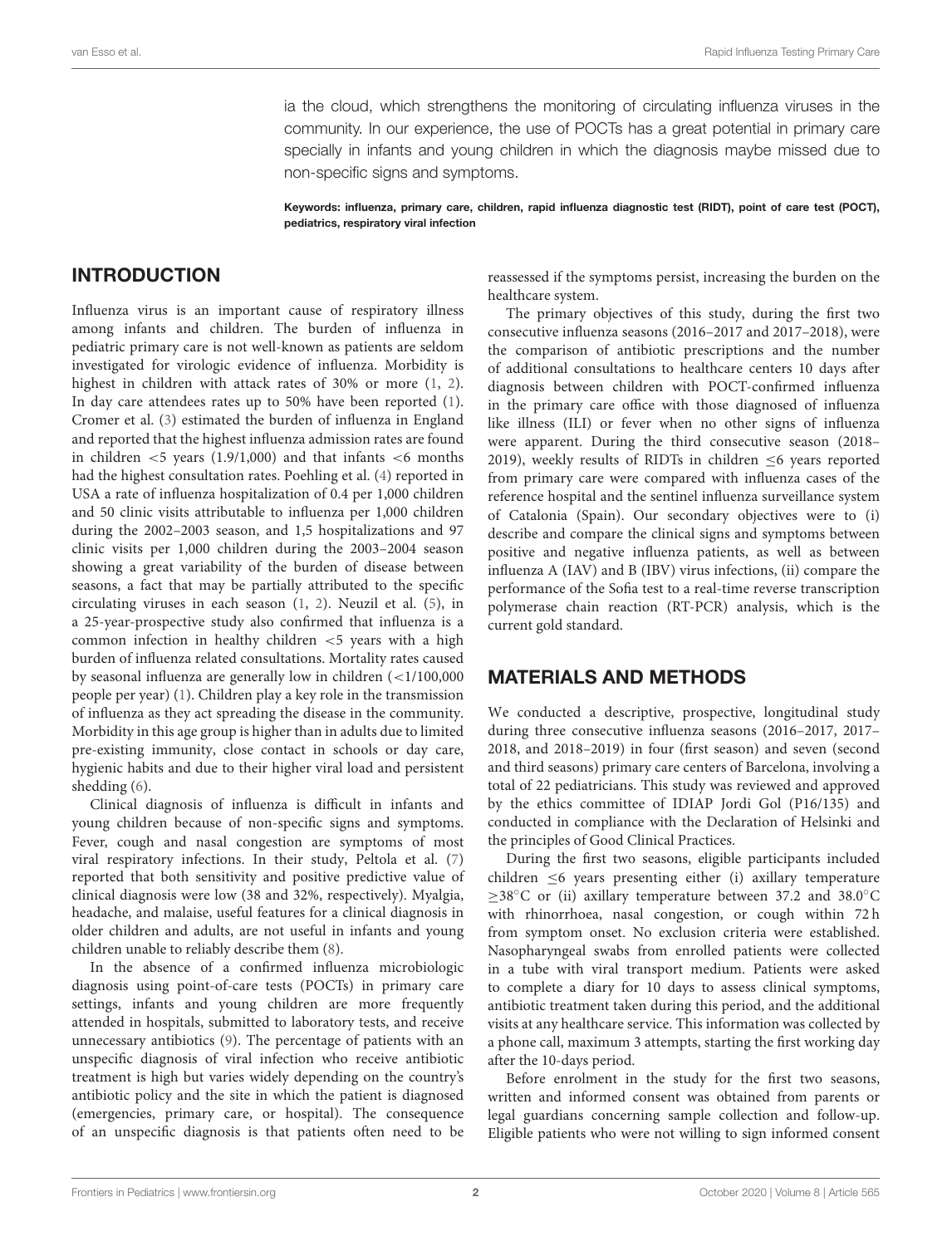ia the cloud, which strengthens the monitoring of circulating influenza viruses in the community. In our experience, the use of POCTs has a great potential in primary care specially in infants and young children in which the diagnosis maybe missed due to non-specific signs and symptoms.

**Keywords: influenza, primary care, children, rapid influenza diagnostic test (RIDT), point of care test (POCT), pediatrics, respiratory viral infection**

## INTRODUCTION

Influenza virus is an important cause of respiratory illness among infants and children. The burden of influenza in pediatric primary care is not well-known as patients are seldom investigated for virologic evidence of influenza. Morbidity is highest in children with attack rates of 30% or more (1, 2). In day care attendees rates up to 50% have been reported (1). Cromer et al. (3) estimated the burden of influenza in England and reported that the highest influenza admission rates are found in children <5 years (1.9/1,000) and that infants <6 months had the highest consultation rates. Poehling et al. (4) reported in USA a rate of influenza hospitalization of 0.4 per 1,000 children and 50 clinic visits attributable to influenza per 1,000 children during the 2002–2003 season, and 1,5 hospitalizations and 97 clinic visits per 1,000 children during the 2003–2004 season showing a great variability of the burden of disease between seasons, a fact that may be partially attributed to the specific circulating viruses in each season (1, 2). Neuzil et al. (5), in a 25-year-prospective study also confirmed that influenza is a common infection in healthy children <5 years with a high burden of influenza related consultations. Mortality rates caused by seasonal influenza are generally low in children (<1/100,000 people per year) (1). Children play a key role in the transmission of influenza as they act spreading the disease in the community. Morbidity in this age group is higher than in adults due to limited pre-existing immunity, close contact in schools or day care, hygienic habits and due to their higher viral load and persistent shedding (6).

Clinical diagnosis of influenza is difficult in infants and young children because of non-specific signs and symptoms. Fever, cough and nasal congestion are symptoms of most viral respiratory infections. In their study, Peltola et al. (7) reported that both sensitivity and positive predictive value of clinical diagnosis were low (38 and 32%, respectively). Myalgia, headache, and malaise, useful features for a clinical diagnosis in older children and adults, are not useful in infants and young children unable to reliably describe them (8).

In the absence of a confirmed influenza microbiologic diagnosis using point-of-care tests (POCTs) in primary care settings, infants and young children are more frequently attended in hospitals, submitted to laboratory tests, and receive unnecessary antibiotics (9). The percentage of patients with an unspecific diagnosis of viral infection who receive antibiotic treatment is high but varies widely depending on the country's antibiotic policy and the site in which the patient is diagnosed (emergencies, primary care, or hospital). The consequence of an unspecific diagnosis is that patients often need to be reassessed if the symptoms persist, increasing the burden on the healthcare system.

The primary objectives of this study, during the first two consecutive influenza seasons (2016–2017 and 2017–2018), were the comparison of antibiotic prescriptions and the number of additional consultations to healthcare centers 10 days after diagnosis between children with POCT-confirmed influenza in the primary care office with those diagnosed of influenza like illness (ILI) or fever when no other signs of influenza were apparent. During the third consecutive season (2018–2019), weekly results of RIDTs in children ≤6 years reported from primary care were compared with influenza cases of the reference hospital and the sentinel influenza surveillance system of Catalonia (Spain). Our secondary objectives were to (i) describe and compare the clinical signs and symptoms between positive and negative influenza patients, as well as between influenza A (IAV) and B (IBV) virus infections, (ii) compare the performance of the Sofia test to a real-time reverse transcription polymerase chain reaction (RT-PCR) analysis, which is the current gold standard.

## MATERIALS AND METHODS

We conducted a descriptive, prospective, longitudinal study during three consecutive influenza seasons (2016–2017, 2017–2018, and 2018–2019) in four (first season) and seven (second and third seasons) primary care centers of Barcelona, involving a total of 22 pediatricians. This study was reviewed and approved by the ethics committee of IDIAP Jordi Gol (P16/135) and conducted in compliance with the Declaration of Helsinki and the principles of Good Clinical Practices.

During the first two seasons, eligible participants included children ≤6 years presenting either (i) axillary temperature ≥38°C or (ii) axillary temperature between 37.2 and 38.0°C with rhinorrhoea, nasal congestion, or cough within 72 h from symptom onset. No exclusion criteria were established. Nasopharyngeal swabs from enrolled patients were collected in a tube with viral transport medium. Patients were asked to complete a diary for 10 days to assess clinical symptoms, antibiotic treatment taken during this period, and the additional visits at any healthcare service. This information was collected by a phone call, maximum 3 attempts, starting the first working day after the 10-days period.

Before enrolment in the study for the first two seasons, written and informed consent was obtained from parents or legal guardians concerning sample collection and follow-up. Eligible patients who were not willing to sign informed consent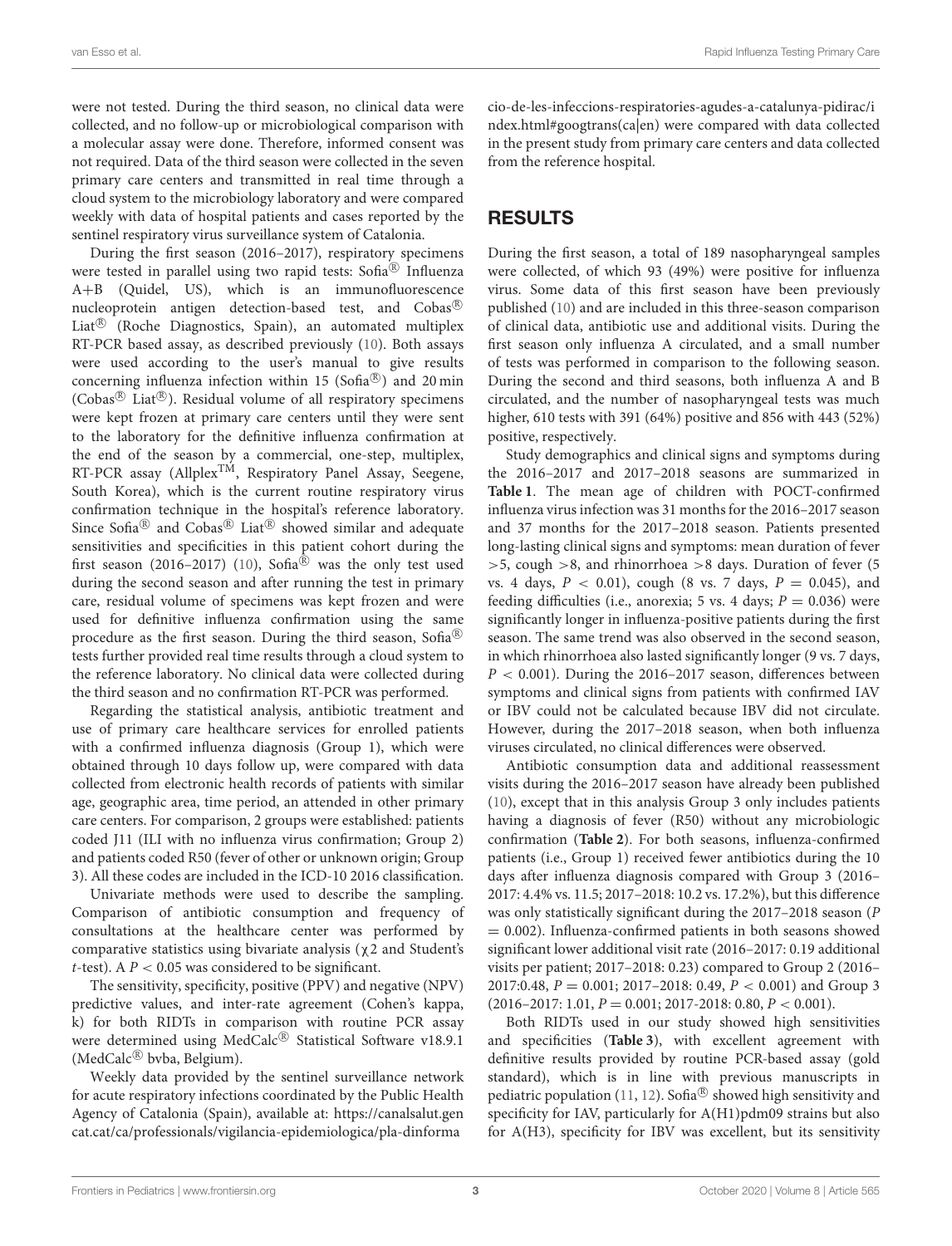were not tested. During the third season, no clinical data were collected, and no follow-up or microbiological comparison with a molecular assay were done. Therefore, informed consent was not required. Data of the third season were collected in the seven primary care centers and transmitted in real time through a cloud system to the microbiology laboratory and were compared weekly with data of hospital patients and cases reported by the sentinel respiratory virus surveillance system of Catalonia.

During the first season (2016–2017), respiratory specimens were tested in parallel using two rapid tests: Sofia® Influenza A+B (Quidel, US), which is an immunofluorescence nucleoprotein antigen detection-based test, and Cobas® Liat® (Roche Diagnostics, Spain), an automated multiplex RT-PCR based assay, as described previously (10). Both assays were used according to the user's manual to give results concerning influenza infection within 15 (Sofia®) and 20 min (Cobas® Liat®). Residual volume of all respiratory specimens were kept frozen at primary care centers until they were sent to the laboratory for the definitive influenza confirmation at the end of the season by a commercial, one-step, multiplex, RT-PCR assay (Allplex™, Respiratory Panel Assay, Seegene, South Korea), which is the current routine respiratory virus confirmation technique in the hospital's reference laboratory. Since Sofia® and Cobas® Liat® showed similar and adequate sensitivities and specificities in this patient cohort during the first season (2016–2017) (10), Sofia® was the only test used during the second season and after running the test in primary care, residual volume of specimens was kept frozen and were used for definitive influenza confirmation using the same procedure as the first season. During the third season, Sofia® tests further provided real time results through a cloud system to the reference laboratory. No clinical data were collected during the third season and no confirmation RT-PCR was performed.

Regarding the statistical analysis, antibiotic treatment and use of primary care healthcare services for enrolled patients with a confirmed influenza diagnosis (Group 1), which were obtained through 10 days follow up, were compared with data collected from electronic health records of patients with similar age, geographic area, time period, an attended in other primary care centers. For comparison, 2 groups were established: patients coded J11 (ILI with no influenza virus confirmation; Group 2) and patients coded R50 (fever of other or unknown origin; Group 3). All these codes are included in the ICD-10 2016 classification.

Univariate methods were used to describe the sampling. Comparison of antibiotic consumption and frequency of consultations at the healthcare center was performed by comparative statistics using bivariate analysis ($\chi 2$ and Student's *t*-test). A $P < 0.05$ was considered to be significant.

The sensitivity, specificity, positive (PPV) and negative (NPV) predictive values, and inter-rate agreement (Cohen's kappa, k) for both RIDTs in comparison with routine PCR assay were determined using MedCalc® Statistical Software v18.9.1 (MedCalc® bvba, Belgium).

Weekly data provided by the sentinel surveillance network for acute respiratory infections coordinated by the Public Health Agency of Catalonia (Spain), available at: https://canalsalut.gencat.cat/ca/professionals/vigilancia-epidemiologica/pla-dinformacio-de-les-infeccions-respiratories-agudes-a-catalunya-pidirac/index.html#googtrans(ca|en) were compared with data collected in the present study from primary care centers and data collected from the reference hospital.

## RESULTS

During the first season, a total of 189 nasopharyngeal samples were collected, of which 93 (49%) were positive for influenza virus. Some data of this first season have been previously published (10) and are included in this three-season comparison of clinical data, antibiotic use and additional visits. During the first season only influenza A circulated, and a small number of tests was performed in comparison to the following season. During the second and third seasons, both influenza A and B circulated, and the number of nasopharyngeal tests was much higher, 610 tests with 391 (64%) positive and 856 with 443 (52%) positive, respectively.

Study demographics and clinical signs and symptoms during the 2016–2017 and 2017–2018 seasons are summarized in **Table 1**. The mean age of children with POCT-confirmed influenza virus infection was 31 months for the 2016–2017 season and 37 months for the 2017–2018 season. Patients presented long-lasting clinical signs and symptoms: mean duration of fever >5, cough >8, and rhinorrhoea >8 days. Duration of fever (5 vs. 4 days, $P < 0.01$), cough (8 vs. 7 days, $P = 0.045$), and feeding difficulties (i.e., anorexia; 5 vs. 4 days; $P = 0.036$) were significantly longer in influenza-positive patients during the first season. The same trend was also observed in the second season, in which rhinorrhoea also lasted significantly longer (9 vs. 7 days, $P < 0.001$). During the 2016–2017 season, differences between symptoms and clinical signs from patients with confirmed IAV or IBV could not be calculated because IBV did not circulate. However, during the 2017–2018 season, when both influenza viruses circulated, no clinical differences were observed.

Antibiotic consumption data and additional reassessment visits during the 2016–2017 season have already been published (10), except that in this analysis Group 3 only includes patients having a diagnosis of fever (R50) without any microbiologic confirmation (**Table 2**). For both seasons, influenza-confirmed patients (i.e., Group 1) received fewer antibiotics during the 10 days after influenza diagnosis compared with Group 3 (2016–2017: 4.4% vs. 11.5; 2017–2018: 10.2 vs. 17.2%), but this difference was only statistically significant during the 2017–2018 season ($P = 0.002$). Influenza-confirmed patients in both seasons showed significant lower additional visit rate (2016–2017: 0.19 additional visits per patient; 2017–2018: 0.23) compared to Group 2 (2016–2017:0.48, $P = 0.001$; 2017–2018: 0.49, $P < 0.001$) and Group 3 (2016–2017: 1.01, $P = 0.001$; 2017-2018: 0.80, $P < 0.001$).

Both RIDTs used in our study showed high sensitivities and specificities (**Table 3**), with excellent agreement with definitive results provided by routine PCR-based assay (gold standard), which is in line with previous manuscripts in pediatric population (11, 12). Sofia® showed high sensitivity and specificity for IAV, particularly for A(H1)pdm09 strains but also for A(H3), specificity for IBV was excellent, but its sensitivity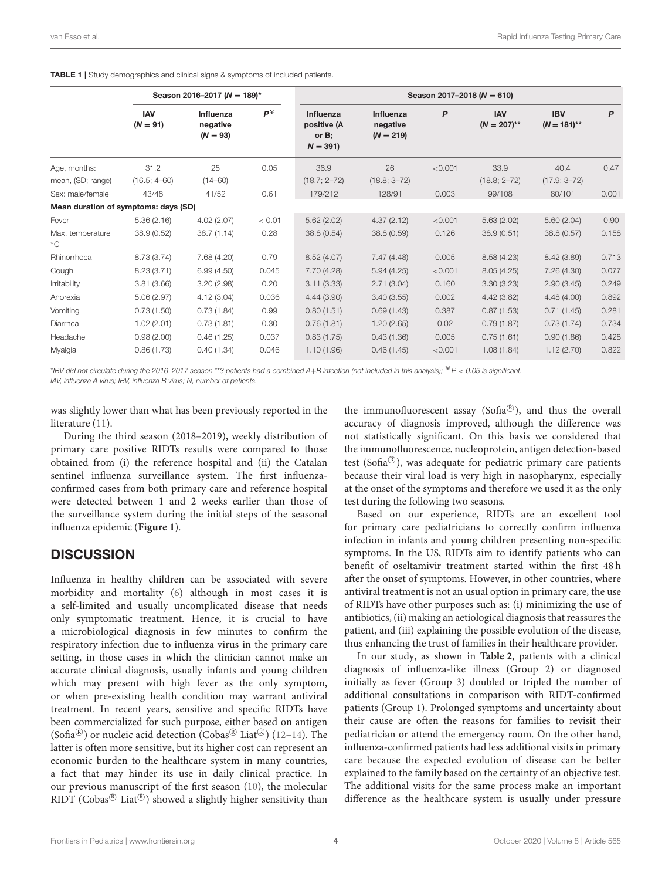**TABLE 1** | Study demographics and clinical signs & symptoms of included patients.

| | Season 2016–2017 ($N = 189$)* | | | Season 2017–2018 ($N = 610$) | | | | | |
|---|---|---|---|---|---|---|---|---|---|
| | IAV ($N = 91$) | Influenza negative ($N = 93$) | $P^{¥}$ | Influenza positive (A or B; $N = 391$) | Influenza negative ($N = 219$) | $P$ | IAV ($N = 207$)** | IBV ($N = 181$)** | $P$ |
| Age, months: mean, (SD; range) | 31.2 (16.5; 4–60) | 25 (14–60) | 0.05 | 36.9 (18.7; 2–72) | 26 (18.8; 3–72) | <0.001 | 33.9 (18.8; 2–72) | 40.4 (17.9; 3–72) | 0.47 |
| Sex: male/female | 43/48 | 41/52 | 0.61 | 179/212 | 128/91 | 0.003 | 99/108 | 80/101 | 0.001 |
| **Mean duration of symptoms: days (SD)** | | | | | | | | | |
| Fever | 5.36 (2.16) | 4.02 (2.07) | < 0.01 | 5.62 (2.02) | 4.37 (2.12) | <0.001 | 5.63 (2.02) | 5.60 (2.04) | 0.90 |
| Max. temperature °C | 38.9 (0.52) | 38.7 (1.14) | 0.28 | 38.8 (0.54) | 38.8 (0.59) | 0.126 | 38.9 (0.51) | 38.8 (0.57) | 0.158 |
| Rhinorrhoea | 8.73 (3.74) | 7.68 (4.20) | 0.79 | 8.52 (4.07) | 7.47 (4.48) | 0.005 | 8.58 (4.23) | 8.42 (3.89) | 0.713 |
| Cough | 8.23 (3.71) | 6.99 (4.50) | 0.045 | 7.70 (4.28) | 5.94 (4.25) | <0.001 | 8.05 (4.25) | 7.26 (4.30) | 0.077 |
| Irritability | 3.81 (3.66) | 3.20 (2.98) | 0.20 | 3.11 (3.33) | 2.71 (3.04) | 0.160 | 3.30 (3.23) | 2.90 (3.45) | 0.249 |
| Anorexia | 5.06 (2.97) | 4.12 (3.04) | 0.036 | 4.44 (3.90) | 3.40 (3.55) | 0.002 | 4.42 (3.82) | 4.48 (4.00) | 0.892 |
| Vomiting | 0.73 (1.50) | 0.73 (1.84) | 0.99 | 0.80 (1.51) | 0.69 (1.43) | 0.387 | 0.87 (1.53) | 0.71 (1.45) | 0.281 |
| Diarrhea | 1.02 (2.01) | 0.73 (1.81) | 0.30 | 0.76 (1.81) | 1.20 (2.65) | 0.02 | 0.79 (1.87) | 0.73 (1.74) | 0.734 |
| Headache | 0.98 (2.00) | 0.46 (1.25) | 0.037 | 0.83 (1.75) | 0.43 (1.36) | 0.005 | 0.75 (1.61) | 0.90 (1.86) | 0.428 |
| Myalgia | 0.86 (1.73) | 0.40 (1.34) | 0.046 | 1.10 (1.96) | 0.46 (1.45) | <0.001 | 1.08 (1.84) | 1.12 (2.70) | 0.822 |

*IBV did not circulate during the 2016–2017 season **3 patients had a combined A+B infection (not included in this analysis); ¥ $P < 0.05$ is significant.
IAV, influenza A virus; IBV, influenza B virus; N, number of patients.

was slightly lower than what has been previously reported in the literature (11).

During the third season (2018–2019), weekly distribution of primary care positive RIDTs results were compared to those obtained from (i) the reference hospital and (ii) the Catalan sentinel influenza surveillance system. The first influenza-confirmed cases from both primary care and reference hospital were detected between 1 and 2 weeks earlier than those of the surveillance system during the initial steps of the seasonal influenza epidemic (**Figure 1**).

## DISCUSSION

Influenza in healthy children can be associated with severe morbidity and mortality (6) although in most cases it is a self-limited and usually uncomplicated disease that needs only symptomatic treatment. Hence, it is crucial to have a microbiological diagnosis in few minutes to confirm the respiratory infection due to influenza virus in the primary care setting, in those cases in which the clinician cannot make an accurate clinical diagnosis, usually infants and young children which may present with high fever as the only symptom, or when pre-existing health condition may warrant antiviral treatment. In recent years, sensitive and specific RIDTs have been commercialized for such purpose, either based on antigen (Sofia®) or nucleic acid detection (Cobas® Liat®) (12–14). The latter is often more sensitive, but its higher cost can represent an economic burden to the healthcare system in many countries, a fact that may hinder its use in daily clinical practice. In our previous manuscript of the first season (10), the molecular RIDT (Cobas® Liat®) showed a slightly higher sensitivity than the immunofluorescent assay (Sofia®), and thus the overall accuracy of diagnosis improved, although the difference was not statistically significant. On this basis we considered that the immunofluorescence, nucleoprotein, antigen detection-based test (Sofia®), was adequate for pediatric primary care patients because their viral load is very high in nasopharynx, especially at the onset of the symptoms and therefore we used it as the only test during the following two seasons.

Based on our experience, RIDTs are an excellent tool for primary care pediatricians to correctly confirm influenza infection in infants and young children presenting non-specific symptoms. In the US, RIDTs aim to identify patients who can benefit of oseltamivir treatment started within the first 48 h after the onset of symptoms. However, in other countries, where antiviral treatment is not an usual option in primary care, the use of RIDTs have other purposes such as: (i) minimizing the use of antibiotics, (ii) making an aetiological diagnosis that reassures the patient, and (iii) explaining the possible evolution of the disease, thus enhancing the trust of families in their healthcare provider.

In our study, as shown in **Table 2**, patients with a clinical diagnosis of influenza-like illness (Group 2) or diagnosed initially as fever (Group 3) doubled or tripled the number of additional consultations in comparison with RIDT-confirmed patients (Group 1). Prolonged symptoms and uncertainty about their cause are often the reasons for families to revisit their pediatrician or attend the emergency room. On the other hand, influenza-confirmed patients had less additional visits in primary care because the expected evolution of disease can be better explained to the family based on the certainty of an objective test. The additional visits for the same process make an important difference as the healthcare system is usually under pressure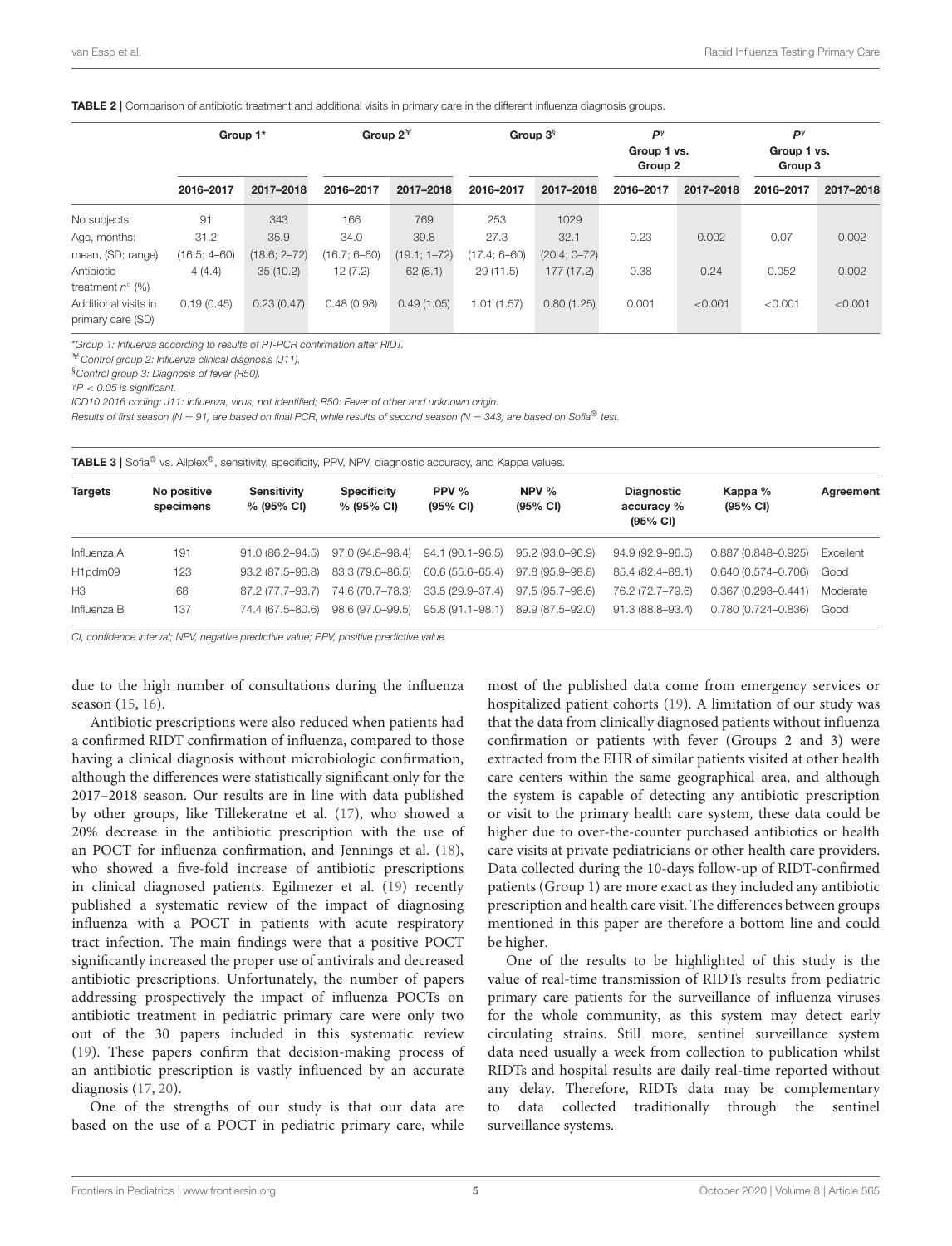**TABLE 2 |** Comparison of antibiotic treatment and additional visits in primary care in the different influenza diagnosis groups.

| | Group 1* | | Group 2[¥] | | Group 3[§] | | P[γ] Group 1 vs. Group 2 | | P[γ] Group 1 vs. Group 3 | |
|---|---|---|---|---|---|---|---|---|---|---|
| | 2016–2017 | 2017–2018 | 2016–2017 | 2017–2018 | 2016–2017 | 2017–2018 | 2016–2017 | 2017–2018 | 2016–2017 | 2017–2018 |
| No subjects | 91 | 343 | 166 | 769 | 253 | 1029 | | | | |
| Age, months: mean, (SD; range) | 31.2 (16.5; 4–60) | 35.9 (18.6; 2–72) | 34.0 (16.7; 6–60) | 39.8 (19.1; 1–72) | 27.3 (17.4; 6–60) | 32.1 (20.4; 0–72) | 0.23 | 0.002 | 0.07 | 0.002 |
| Antibiotic treatment $n^{\circ}$ (%) | 4 (4.4) | 35 (10.2) | 12 (7.2) | 62 (8.1) | 29 (11.5) | 177 (17.2) | 0.38 | 0.24 | 0.052 | 0.002 |
| Additional visits in primary care (SD) | 0.19 (0.45) | 0.23 (0.47) | 0.48 (0.98) | 0.49 (1.05) | 1.01 (1.57) | 0.80 (1.25) | 0.001 | <0.001 | <0.001 | <0.001 |

*Group 1: Influenza according to results of RT-PCR confirmation after RIDT.

[¥]Control group 2: Influenza clinical diagnosis (J11).

[§]Control group 3: Diagnosis of fever (R50).

[γ]$P < 0.05$ is significant.

ICD10 2016 coding: J11: Influenza, virus, not identified; R50: Fever of other and unknown origin.

Results of first season ($N = 91$) are based on final PCR, while results of second season ($N = 343$) are based on Sofia® test.

**TABLE 3 |** Sofia® vs. Allplex®, sensitivity, specificity, PPV, NPV, diagnostic accuracy, and Kappa values.

| Targets | No positive specimens | Sensitivity % (95% CI) | Specificity % (95% CI) | PPV % (95% CI) | NPV % (95% CI) | Diagnostic accuracy % (95% CI) | Kappa % (95% CI) | Agreement |
|---|---|---|---|---|---|---|---|---|
| Influenza A | 191 | 91.0 (86.2–94.5) | 97.0 (94.8–98.4) | 94.1 (90.1–96.5) | 95.2 (93.0–96.9) | 94.9 (92.9–96.5) | 0.887 (0.848–0.925) | Excellent |
| H1pdm09 | 123 | 93.2 (87.5–96.8) | 83.3 (79.6–86.5) | 60.6 (55.6–65.4) | 97.8 (95.9–98.8) | 85.4 (82.4–88.1) | 0.640 (0.574–0.706) | Good |
| H3 | 68 | 87.2 (77.7–93.7) | 74.6 (70.7–78.3) | 33.5 (29.9–37.4) | 97.5 (95.7–98.6) | 76.2 (72.7–79.6) | 0.367 (0.293–0.441) | Moderate |
| Influenza B | 137 | 74.4 (67.5–80.6) | 98.6 (97.0–99.5) | 95.8 (91.1–98.1) | 89.9 (87.5–92.0) | 91.3 (88.8–93.4) | 0.780 (0.724–0.836) | Good |

CI, confidence interval; NPV, negative predictive value; PPV, positive predictive value.

due to the high number of consultations during the influenza season (15, 16).

Antibiotic prescriptions were also reduced when patients had a confirmed RIDT confirmation of influenza, compared to those having a clinical diagnosis without microbiologic confirmation, although the differences were statistically significant only for the 2017–2018 season. Our results are in line with data published by other groups, like Tillekeratne et al. (17), who showed a 20% decrease in the antibiotic prescription with the use of an POCT for influenza confirmation, and Jennings et al. (18), who showed a five-fold increase of antibiotic prescriptions in clinical diagnosed patients. Egilmezer et al. (19) recently published a systematic review of the impact of diagnosing influenza with a POCT in patients with acute respiratory tract infection. The main findings were that a positive POCT significantly increased the proper use of antivirals and decreased antibiotic prescriptions. Unfortunately, the number of papers addressing prospectively the impact of influenza POCTs on antibiotic treatment in pediatric primary care were only two out of the 30 papers included in this systematic review (19). These papers confirm that decision-making process of an antibiotic prescription is vastly influenced by an accurate diagnosis (17, 20).

One of the strengths of our study is that our data are based on the use of a POCT in pediatric primary care, while most of the published data come from emergency services or hospitalized patient cohorts (19). A limitation of our study was that the data from clinically diagnosed patients without influenza confirmation or patients with fever (Groups 2 and 3) were extracted from the EHR of similar patients visited at other health care centers within the same geographical area, and although the system is capable of detecting any antibiotic prescription or visit to the primary health care system, these data could be higher due to over-the-counter purchased antibiotics or health care visits at private pediatricians or other health care providers. Data collected during the 10-days follow-up of RIDT-confirmed patients (Group 1) are more exact as they included any antibiotic prescription and health care visit. The differences between groups mentioned in this paper are therefore a bottom line and could be higher.

One of the results to be highlighted of this study is the value of real-time transmission of RIDTs results from pediatric primary care patients for the surveillance of influenza viruses for the whole community, as this system may detect early circulating strains. Still more, sentinel surveillance system data need usually a week from collection to publication whilst RIDTs and hospital results are daily real-time reported without any delay. Therefore, RIDTs data may be complementary to data collected traditionally through the sentinel surveillance systems.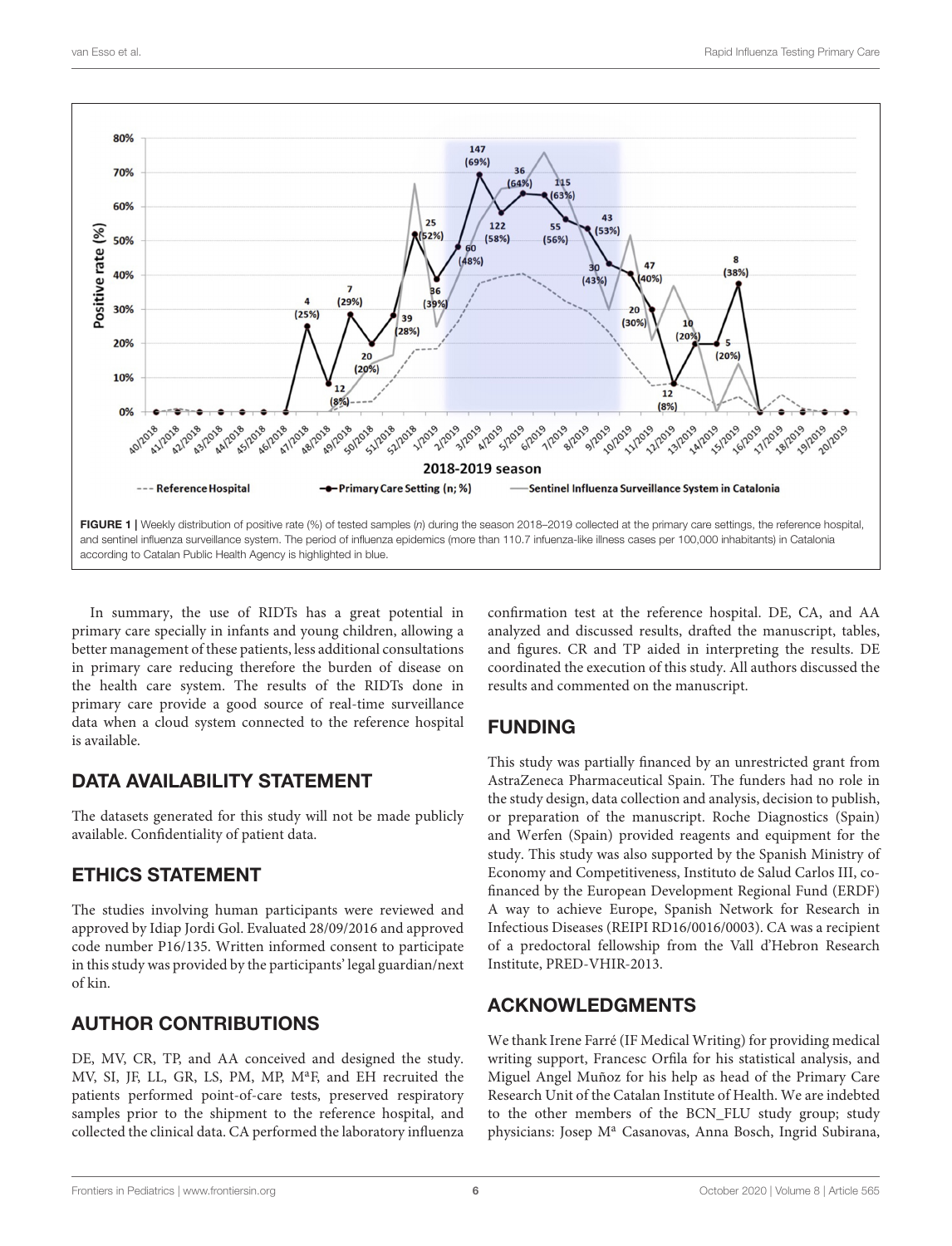FIGURE 1 | Weekly distribution of positive rate (%) of tested samples (*n*) during the season 2018–2019 collected at the primary care settings, the reference hospital, and sentinel influenza surveillance system. The period of influenza epidemics (more than 110.7 infuenza-like illness cases per 100,000 inhabitants) in Catalonia according to Catalan Public Health Agency is highlighted in blue.

In summary, the use of RIDTs has a great potential in primary care specially in infants and young children, allowing a better management of these patients, less additional consultations in primary care reducing therefore the burden of disease on the health care system. The results of the RIDTs done in primary care provide a good source of real-time surveillance data when a cloud system connected to the reference hospital is available.

## DATA AVAILABILITY STATEMENT

The datasets generated for this study will not be made publicly available. Confidentiality of patient data.

## ETHICS STATEMENT

The studies involving human participants were reviewed and approved by Idiap Jordi Gol. Evaluated 28/09/2016 and approved code number P16/135. Written informed consent to participate in this study was provided by the participants' legal guardian/next of kin.

## AUTHOR CONTRIBUTIONS

DE, MV, CR, TP, and AA conceived and designed the study. MV, SI, JF, LL, GR, LS, PM, MP, MªF, and EH recruited the patients performed point-of-care tests, preserved respiratory samples prior to the shipment to the reference hospital, and collected the clinical data. CA performed the laboratory influenza confirmation test at the reference hospital. DE, CA, and AA analyzed and discussed results, drafted the manuscript, tables, and figures. CR and TP aided in interpreting the results. DE coordinated the execution of this study. All authors discussed the results and commented on the manuscript.

## FUNDING

This study was partially financed by an unrestricted grant from AstraZeneca Pharmaceutical Spain. The funders had no role in the study design, data collection and analysis, decision to publish, or preparation of the manuscript. Roche Diagnostics (Spain) and Werfen (Spain) provided reagents and equipment for the study. This study was also supported by the Spanish Ministry of Economy and Competitiveness, Instituto de Salud Carlos III, co-financed by the European Development Regional Fund (ERDF) A way to achieve Europe, Spanish Network for Research in Infectious Diseases (REIPI RD16/0016/0003). CA was a recipient of a predoctoral fellowship from the Vall d'Hebron Research Institute, PRED-VHIR-2013.

## ACKNOWLEDGMENTS

We thank Irene Farré (IF Medical Writing) for providing medical writing support, Francesc Orfila for his statistical analysis, and Miguel Angel Muñoz for his help as head of the Primary Care Research Unit of the Catalan Institute of Health. We are indebted to the other members of the BCN_FLU study group; study physicians: Josep Mª Casanovas, Anna Bosch, Ingrid Subirana,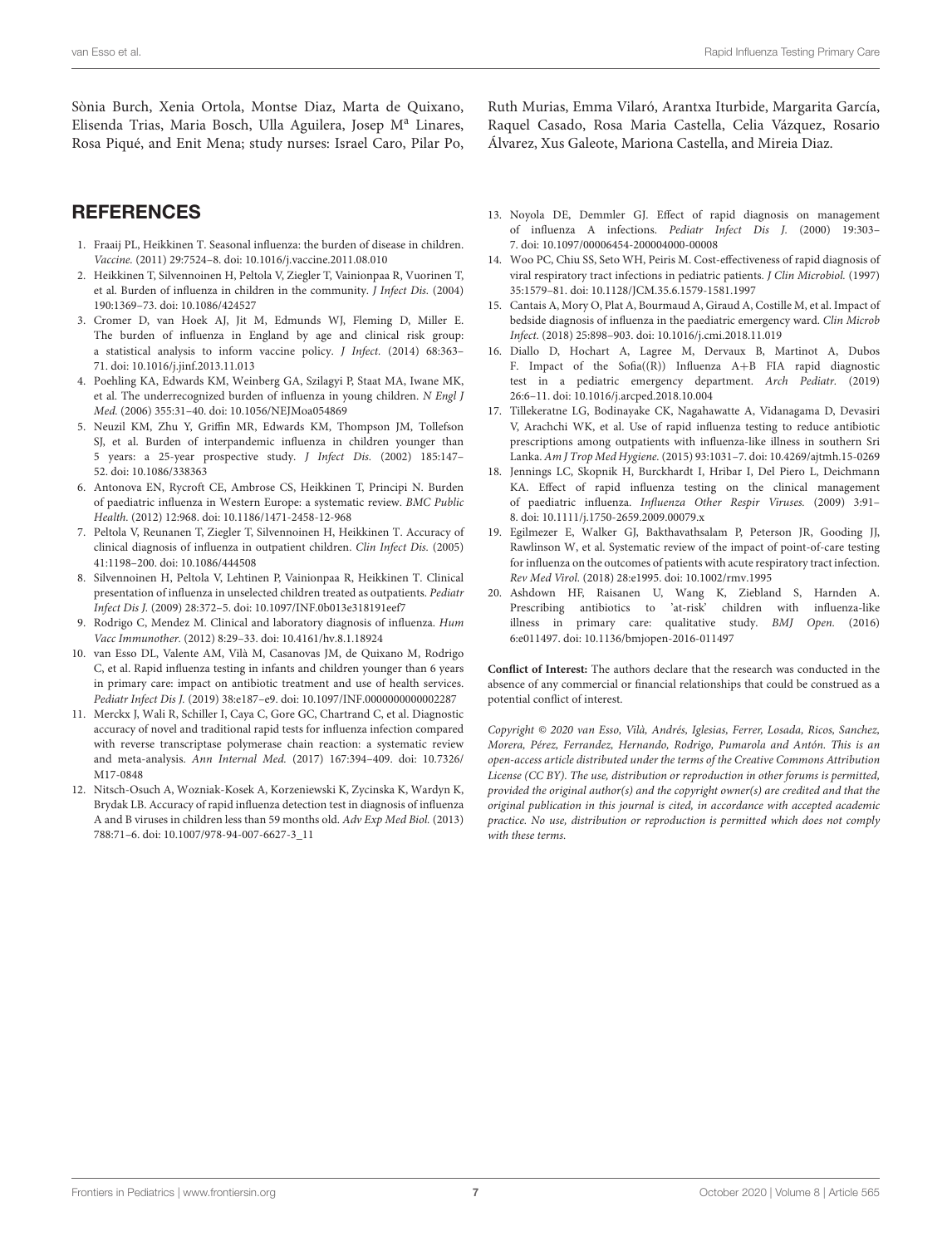Sònia Burch, Xenia Ortola, Montse Diaz, Marta de Quixano, Elisenda Trias, Maria Bosch, Ulla Aguilera, Josep Mª Linares, Rosa Piqué, and Enit Mena; study nurses: Israel Caro, Pilar Po, Ruth Murias, Emma Vilaró, Arantxa Iturbide, Margarita García, Raquel Casado, Rosa Maria Castella, Celia Vázquez, Rosario Álvarez, Xus Galeote, Mariona Castella, and Mireia Diaz.

## REFERENCES

1. Fraaij PL, Heikkinen T. Seasonal influenza: the burden of disease in children. *Vaccine.* (2011) 29:7524–8. doi: 10.1016/j.vaccine.2011.08.010
2. Heikkinen T, Silvennoinen H, Peltola V, Ziegler T, Vainionpaa R, Vuorinen T, et al. Burden of influenza in children in the community. *J Infect Dis.* (2004) 190:1369–73. doi: 10.1086/424527
3. Cromer D, van Hoek AJ, Jit M, Edmunds WJ, Fleming D, Miller E. The burden of influenza in England by age and clinical risk group: a statistical analysis to inform vaccine policy. *J Infect.* (2014) 68:363–71. doi: 10.1016/j.jinf.2013.11.013
4. Poehling KA, Edwards KM, Weinberg GA, Szilagyi P, Staat MA, Iwane MK, et al. The underrecognized burden of influenza in young children. *N Engl J Med.* (2006) 355:31–40. doi: 10.1056/NEJMoa054869
5. Neuzil KM, Zhu Y, Griffin MR, Edwards KM, Thompson JM, Tollefson SJ, et al. Burden of interpandemic influenza in children younger than 5 years: a 25-year prospective study. *J Infect Dis.* (2002) 185:147–52. doi: 10.1086/338363
6. Antonova EN, Rycroft CE, Ambrose CS, Heikkinen T, Principi N. Burden of paediatric influenza in Western Europe: a systematic review. *BMC Public Health.* (2012) 12:968. doi: 10.1186/1471-2458-12-968
7. Peltola V, Reunanen T, Ziegler T, Silvennoinen H, Heikkinen T. Accuracy of clinical diagnosis of influenza in outpatient children. *Clin Infect Dis.* (2005) 41:1198–200. doi: 10.1086/444508
8. Silvennoinen H, Peltola V, Lehtinen P, Vainionpaa R, Heikkinen T. Clinical presentation of influenza in unselected children treated as outpatients. *Pediatr Infect Dis J.* (2009) 28:372–5. doi: 10.1097/INF.0b013e318191eef7
9. Rodrigo C, Mendez M. Clinical and laboratory diagnosis of influenza. *Hum Vacc Immunother.* (2012) 8:29–33. doi: 10.4161/hv.8.1.18924
10. van Esso DL, Valente AM, Vilà M, Casanovas JM, de Quixano M, Rodrigo C, et al. Rapid influenza testing in infants and children younger than 6 years in primary care: impact on antibiotic treatment and use of health services. *Pediatr Infect Dis J.* (2019) 38:e187–e9. doi: 10.1097/INF.0000000000002287
11. Merckx J, Wali R, Schiller I, Caya C, Gore GC, Chartrand C, et al. Diagnostic accuracy of novel and traditional rapid tests for influenza infection compared with reverse transcriptase polymerase chain reaction: a systematic review and meta-analysis. *Ann Internal Med.* (2017) 167:394–409. doi: 10.7326/M17-0848
12. Nitsch-Osuch A, Wozniak-Kosek A, Korzeniewski K, Zycinska K, Wardyn K, Brydak LB. Accuracy of rapid influenza detection test in diagnosis of influenza A and B viruses in children less than 59 months old. *Adv Exp Med Biol.* (2013) 788:71–6. doi: 10.1007/978-94-007-6627-3_11
13. Noyola DE, Demmler GJ. Effect of rapid diagnosis on management of influenza A infections. *Pediatr Infect Dis J.* (2000) 19:303–7. doi: 10.1097/00006454-200004000-00008
14. Woo PC, Chiu SS, Seto WH, Peiris M. Cost-effectiveness of rapid diagnosis of viral respiratory tract infections in pediatric patients. *J Clin Microbiol.* (1997) 35:1579–81. doi: 10.1128/JCM.35.6.1579-1581.1997
15. Cantais A, Mory O, Plat A, Bourmaud A, Giraud A, Costille M, et al. Impact of bedside diagnosis of influenza in the paediatric emergency ward. *Clin Microb Infect.* (2018) 25:898–903. doi: 10.1016/j.cmi.2018.11.019
16. Diallo D, Hochart A, Lagree M, Dervaux B, Martinot A, Dubos F. Impact of the Sofia((R)) Influenza A+B FIA rapid diagnostic test in a pediatric emergency department. *Arch Pediatr.* (2019) 26:6–11. doi: 10.1016/j.arcped.2018.10.004
17. Tillekeratne LG, Bodinayake CK, Nagahawatte A, Vidanagama D, Devasiri V, Arachchi WK, et al. Use of rapid influenza testing to reduce antibiotic prescriptions among outpatients with influenza-like illness in southern Sri Lanka. *Am J Trop Med Hygiene.* (2015) 93:1031–7. doi: 10.4269/ajtmh.15-0269
18. Jennings LC, Skopnik H, Burckhardt I, Hribar I, Del Piero L, Deichmann KA. Effect of rapid influenza testing on the clinical management of paediatric influenza. *Influenza Other Respir Viruses.* (2009) 3:91–8. doi: 10.1111/j.1750-2659.2009.00079.x
19. Egilmezer E, Walker GJ, Bakthavathsalam P, Peterson JR, Gooding JJ, Rawlinson W, et al. Systematic review of the impact of point-of-care testing for influenza on the outcomes of patients with acute respiratory tract infection. *Rev Med Virol.* (2018) 28:e1995. doi: 10.1002/rmv.1995
20. Ashdown HF, Raisanen U, Wang K, Ziebland S, Harnden A. Prescribing antibiotics to 'at-risk' children with influenza-like illness in primary care: qualitative study. *BMJ Open.* (2016) 6:e011497. doi: 10.1136/bmjopen-2016-011497

**Conflict of Interest:** The authors declare that the research was conducted in the absence of any commercial or financial relationships that could be construed as a potential conflict of interest.

*Copyright © 2020 van Esso, Vilà, Andrés, Iglesias, Ferrer, Losada, Ricos, Sanchez, Morera, Pérez, Ferrandez, Hernando, Rodrigo, Pumarola and Antón. This is an open-access article distributed under the terms of the Creative Commons Attribution License (CC BY). The use, distribution or reproduction in other forums is permitted, provided the original author(s) and the copyright owner(s) are credited and that the original publication in this journal is cited, in accordance with accepted academic practice. No use, distribution or reproduction is permitted which does not comply with these terms.*